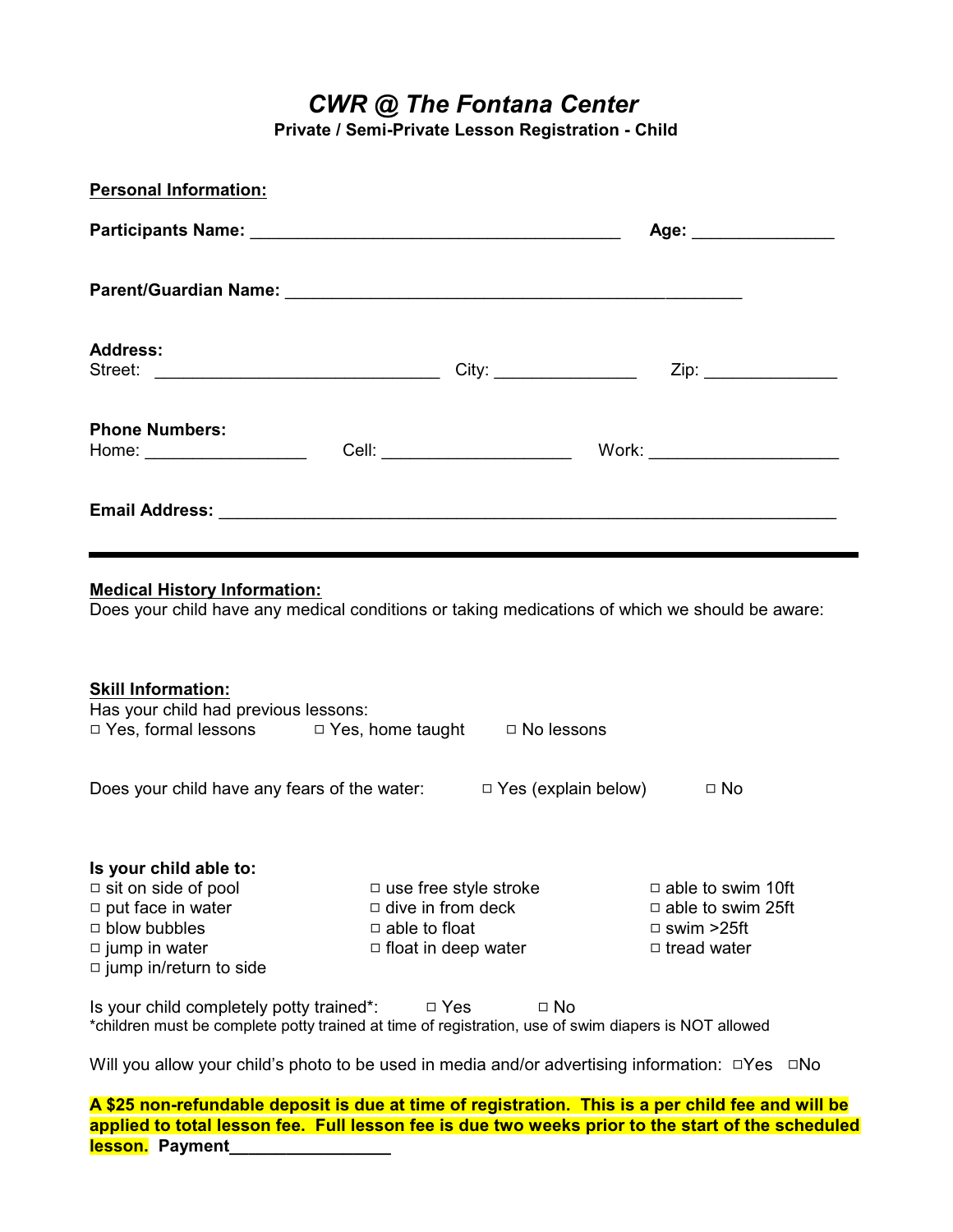# *CWR @ The Fontana Center*

**Private / Semi-Private Lesson Registration - Child**

**Personal Information:**

**Participants Name:** ________________________________________ **Age:** _______________

**Parent/Guardian Name:** __________________________________________________

**Address:**
Street: ______________________________ City: _______________ Zip: ______________

**Phone Numbers:**
Home: _________________ Cell: ____________________ Work: ____________________

**Email Address:** __________________________________________________________________

---

**Medical History Information:**
Does your child have any medical conditions or taking medications of which we should be aware:

**Skill Information:**
Has your child had previous lessons:
□ Yes, formal lessons □ Yes, home taught □ No lessons

Does your child have any fears of the water: □ Yes (explain below) □ No

**Is your child able to:**

- □ sit on side of pool
- □ put face in water
- □ blow bubbles
- □ jump in water
- □ jump in/return to side
- □ use free style stroke
- □ dive in from deck
- □ able to float
- □ float in deep water
- □ able to swim 10ft
- □ able to swim 25ft
- □ swim >25ft
- □ tread water

Is your child completely potty trained*: □ Yes □ No
*children must be complete potty trained at time of registration, use of swim diapers is NOT allowed

Will you allow your child's photo to be used in media and/or advertising information: □Yes □No

**A $25 non-refundable deposit is due at time of registration. This is a per child fee and will be applied to total lesson fee. Full lesson fee is due two weeks prior to the start of the scheduled lesson. Payment_________________**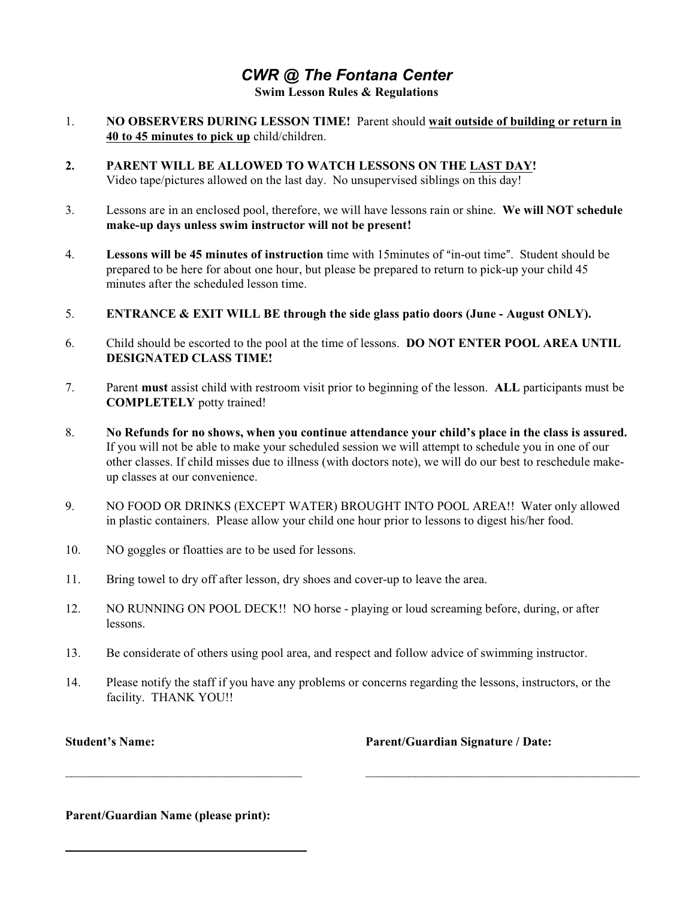# *CWR @ The Fontana Center*

**Swim Lesson Rules & Regulations**

1. **NO OBSERVERS DURING LESSON TIME!** Parent should **<u>wait outside of building or return in 40 to 45 minutes to pick up</u>** child/children.

2. **PARENT WILL BE ALLOWED TO WATCH LESSONS ON THE <u>LAST DAY</u>!** Video tape/pictures allowed on the last day. No unsupervised siblings on this day!

3. Lessons are in an enclosed pool, therefore, we will have lessons rain or shine. **We will NOT schedule make-up days unless swim instructor will not be present!**

4. **Lessons will be 45 minutes of instruction** time with 15minutes of "in-out time". Student should be prepared to be here for about one hour, but please be prepared to return to pick-up your child 45 minutes after the scheduled lesson time.

5. **ENTRANCE & EXIT WILL BE through the side glass patio doors (June - August ONLY).**

6. Child should be escorted to the pool at the time of lessons. **DO NOT ENTER POOL AREA UNTIL DESIGNATED CLASS TIME!**

7. Parent **must** assist child with restroom visit prior to beginning of the lesson. **ALL** participants must be **COMPLETELY** potty trained!

8. **No Refunds for no shows, when you continue attendance your child's place in the class is assured.** If you will not be able to make your scheduled session we will attempt to schedule you in one of our other classes. If child misses due to illness (with doctors note), we will do our best to reschedule make-up classes at our convenience.

9. NO FOOD OR DRINKS (EXCEPT WATER) BROUGHT INTO POOL AREA!! Water only allowed in plastic containers. Please allow your child one hour prior to lessons to digest his/her food.

10. NO goggles or floatties are to be used for lessons.

11. Bring towel to dry off after lesson, dry shoes and cover-up to leave the area.

12. NO RUNNING ON POOL DECK!! NO horse - playing or loud screaming before, during, or after lessons.

13. Be considerate of others using pool area, and respect and follow advice of swimming instructor.

14. Please notify the staff if you have any problems or concerns regarding the lessons, instructors, or the facility. THANK YOU!!

**Student's Name:** ______________________________________

**Parent/Guardian Signature / Date:** ______________________________________

**Parent/Guardian Name (please print):**

______________________________________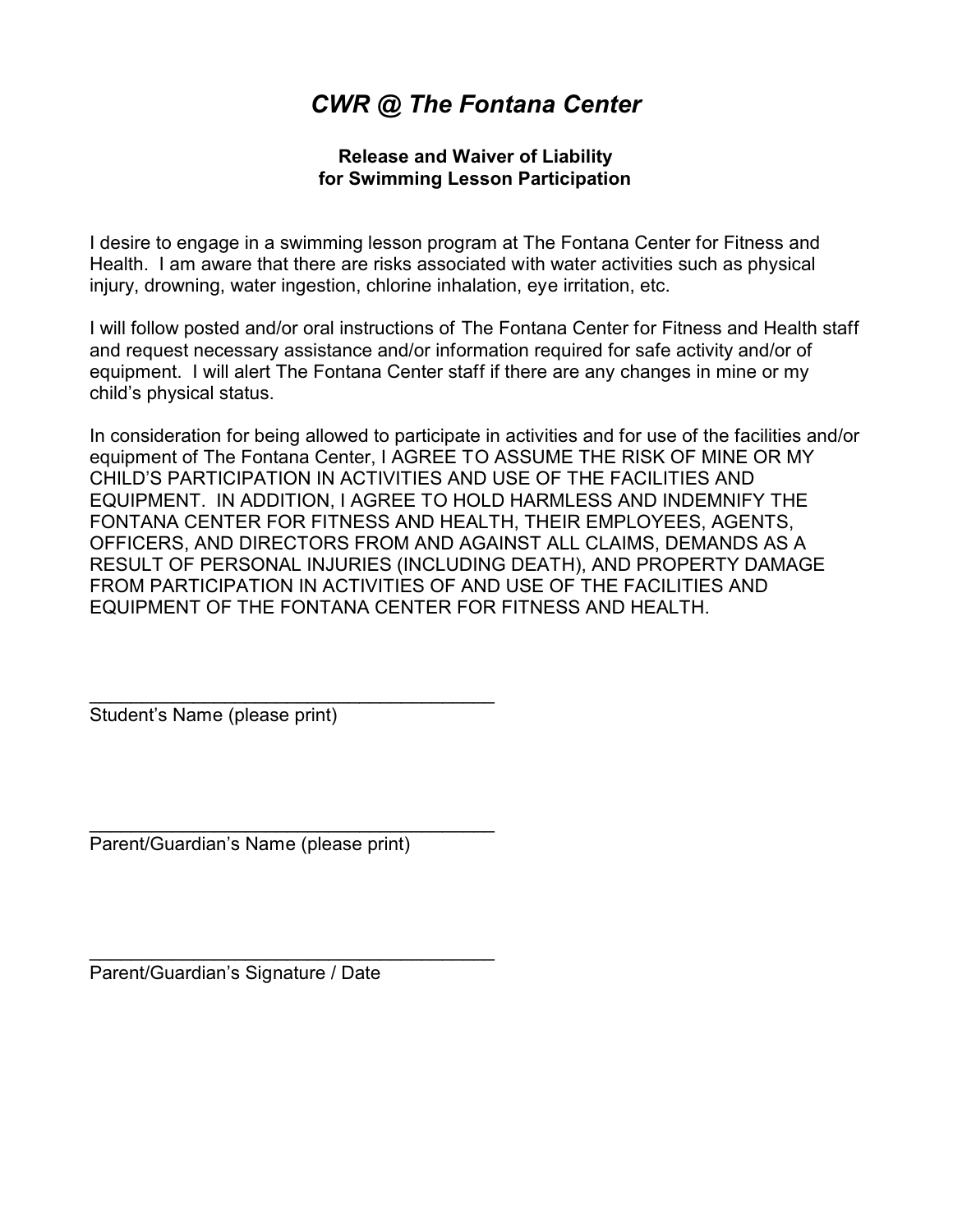# *CWR @ The Fontana Center*

**Release and Waiver of Liability**
**for Swimming Lesson Participation**

I desire to engage in a swimming lesson program at The Fontana Center for Fitness and Health. I am aware that there are risks associated with water activities such as physical injury, drowning, water ingestion, chlorine inhalation, eye irritation, etc.

I will follow posted and/or oral instructions of The Fontana Center for Fitness and Health staff and request necessary assistance and/or information required for safe activity and/or of equipment. I will alert The Fontana Center staff if there are any changes in mine or my child's physical status.

In consideration for being allowed to participate in activities and for use of the facilities and/or equipment of The Fontana Center, I AGREE TO ASSUME THE RISK OF MINE OR MY CHILD'S PARTICIPATION IN ACTIVITIES AND USE OF THE FACILITIES AND EQUIPMENT. IN ADDITION, I AGREE TO HOLD HARMLESS AND INDEMNIFY THE FONTANA CENTER FOR FITNESS AND HEALTH, THEIR EMPLOYEES, AGENTS, OFFICERS, AND DIRECTORS FROM AND AGAINST ALL CLAIMS, DEMANDS AS A RESULT OF PERSONAL INJURIES (INCLUDING DEATH), AND PROPERTY DAMAGE FROM PARTICIPATION IN ACTIVITIES OF AND USE OF THE FACILITIES AND EQUIPMENT OF THE FONTANA CENTER FOR FITNESS AND HEALTH.

\_\_\_\_\_\_\_\_\_\_\_\_\_\_\_\_\_\_\_\_\_\_\_\_\_\_\_\_\_\_\_\_\_\_\_\_\_\_\_\_
Student's Name (please print)

\_\_\_\_\_\_\_\_\_\_\_\_\_\_\_\_\_\_\_\_\_\_\_\_\_\_\_\_\_\_\_\_\_\_\_\_\_\_\_\_
Parent/Guardian's Name (please print)

\_\_\_\_\_\_\_\_\_\_\_\_\_\_\_\_\_\_\_\_\_\_\_\_\_\_\_\_\_\_\_\_\_\_\_\_\_\_\_\_
Parent/Guardian's Signature / Date